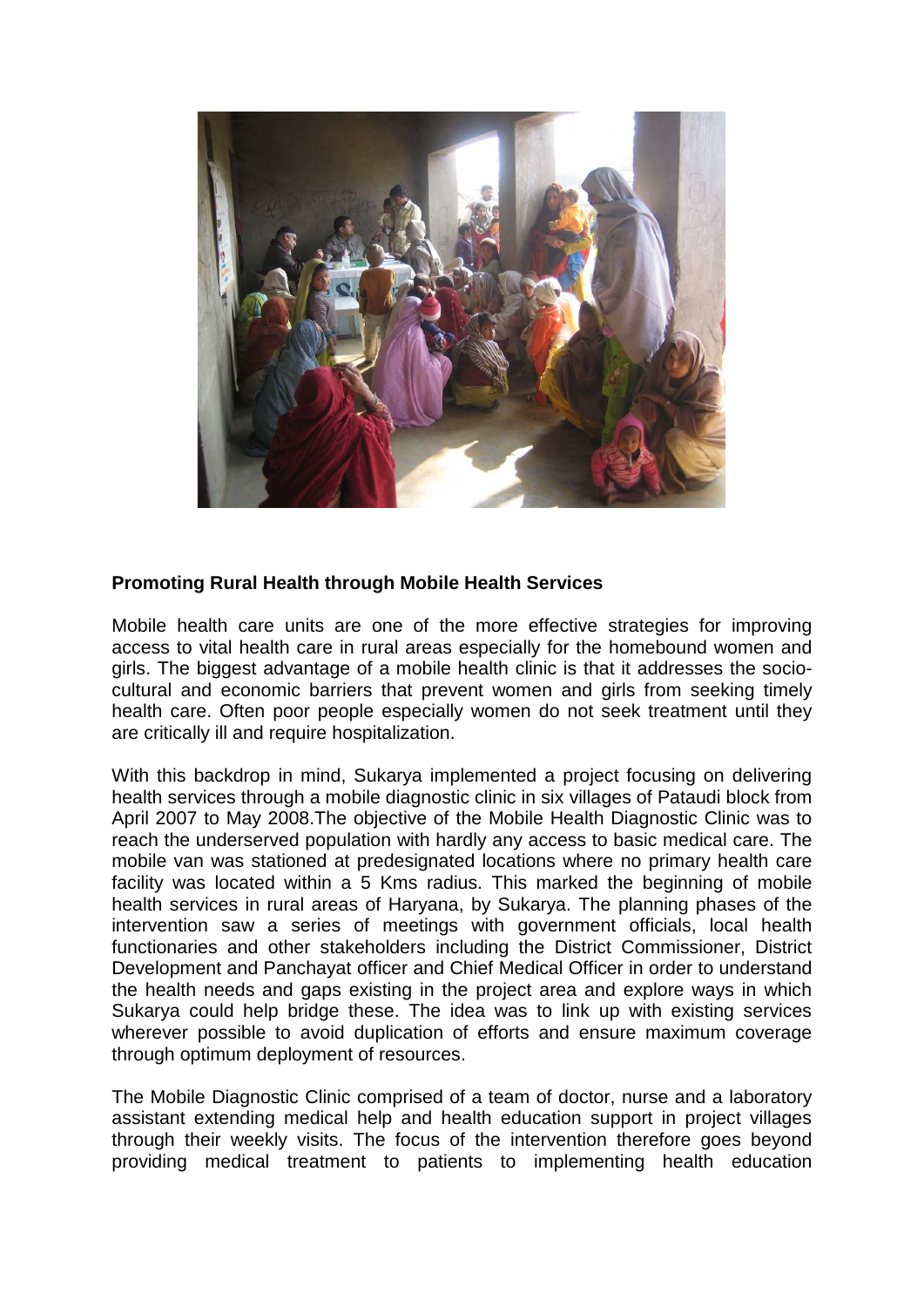**Promoting Rural Health through Mobile Health Services**

Mobile health care units are one of the more effective strategies for improving access to vital health care in rural areas especially for the homebound women and girls. The biggest advantage of a mobile health clinic is that it addresses the socio-cultural and economic barriers that prevent women and girls from seeking timely health care. Often poor people especially women do not seek treatment until they are critically ill and require hospitalization.

With this backdrop in mind, Sukarya implemented a project focusing on delivering health services through a mobile diagnostic clinic in six villages of Pataudi block from April 2007 to May 2008.The objective of the Mobile Health Diagnostic Clinic was to reach the underserved population with hardly any access to basic medical care. The mobile van was stationed at predesignated locations where no primary health care facility was located within a 5 Kms radius. This marked the beginning of mobile health services in rural areas of Haryana, by Sukarya. The planning phases of the intervention saw a series of meetings with government officials, local health functionaries and other stakeholders including the District Commissioner, District Development and Panchayat officer and Chief Medical Officer in order to understand the health needs and gaps existing in the project area and explore ways in which Sukarya could help bridge these. The idea was to link up with existing services wherever possible to avoid duplication of efforts and ensure maximum coverage through optimum deployment of resources.

The Mobile Diagnostic Clinic comprised of a team of doctor, nurse and a laboratory assistant extending medical help and health education support in project villages through their weekly visits. The focus of the intervention therefore goes beyond providing medical treatment to patients to implementing health education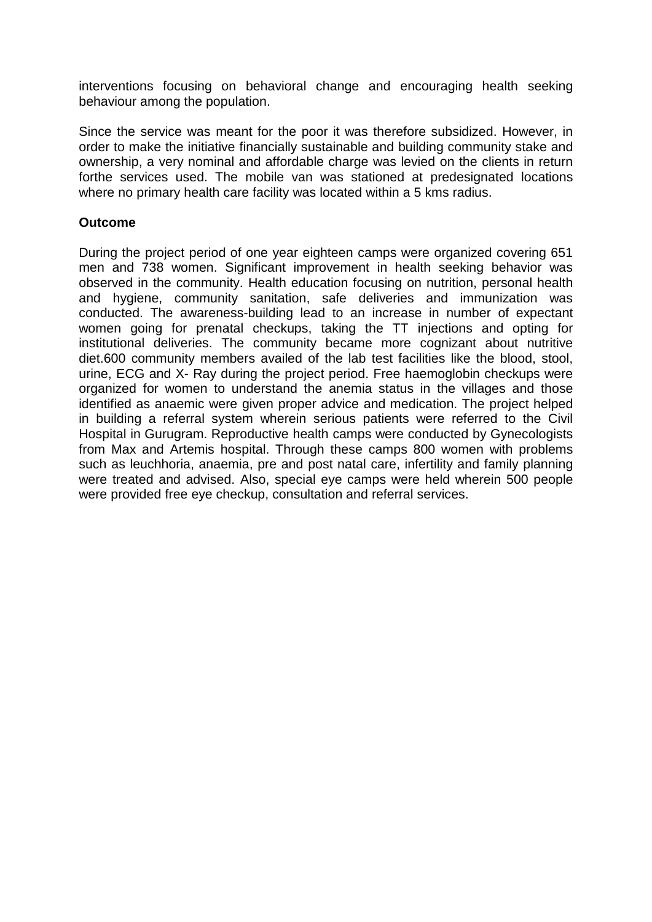interventions focusing on behavioral change and encouraging health seeking behaviour among the population.

Since the service was meant for the poor it was therefore subsidized. However, in order to make the initiative financially sustainable and building community stake and ownership, a very nominal and affordable charge was levied on the clients in return forthe services used. The mobile van was stationed at predesignated locations where no primary health care facility was located within a 5 kms radius.

**Outcome**

During the project period of one year eighteen camps were organized covering 651 men and 738 women. Significant improvement in health seeking behavior was observed in the community. Health education focusing on nutrition, personal health and hygiene, community sanitation, safe deliveries and immunization was conducted. The awareness-building lead to an increase in number of expectant women going for prenatal checkups, taking the TT injections and opting for institutional deliveries. The community became more cognizant about nutritive diet.600 community members availed of the lab test facilities like the blood, stool, urine, ECG and X- Ray during the project period. Free haemoglobin checkups were organized for women to understand the anemia status in the villages and those identified as anaemic were given proper advice and medication. The project helped in building a referral system wherein serious patients were referred to the Civil Hospital in Gurugram. Reproductive health camps were conducted by Gynecologists from Max and Artemis hospital. Through these camps 800 women with problems such as leuchhoria, anaemia, pre and post natal care, infertility and family planning were treated and advised. Also, special eye camps were held wherein 500 people were provided free eye checkup, consultation and referral services.